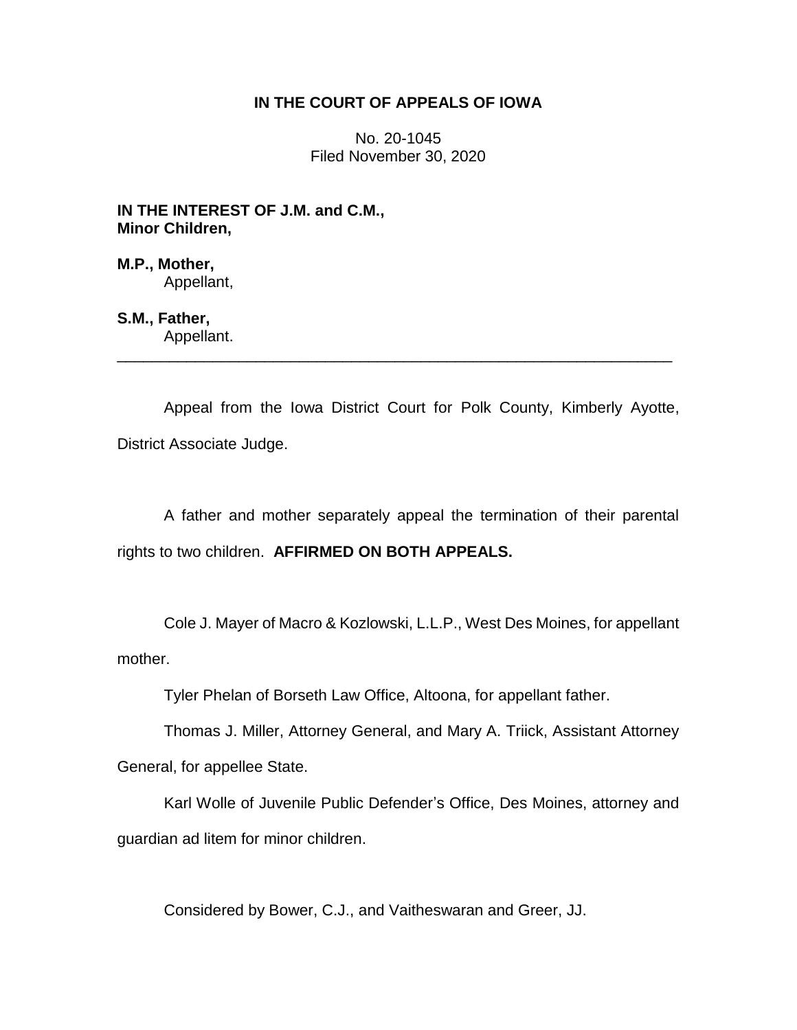# IN THE COURT OF APPEALS OF IOWA

No. 20-1045
Filed November 30, 2020

**IN THE INTEREST OF J.M. and C.M., Minor Children,**

**M.P., Mother,**
Appellant,

**S.M., Father,**
Appellant.

---

Appeal from the Iowa District Court for Polk County, Kimberly Ayotte, District Associate Judge.

A father and mother separately appeal the termination of their parental rights to two children. **AFFIRMED ON BOTH APPEALS.**

Cole J. Mayer of Macro & Kozlowski, L.L.P., West Des Moines, for appellant mother.

Tyler Phelan of Borseth Law Office, Altoona, for appellant father.

Thomas J. Miller, Attorney General, and Mary A. Triick, Assistant Attorney General, for appellee State.

Karl Wolle of Juvenile Public Defender's Office, Des Moines, attorney and guardian ad litem for minor children.

Considered by Bower, C.J., and Vaitheswaran and Greer, JJ.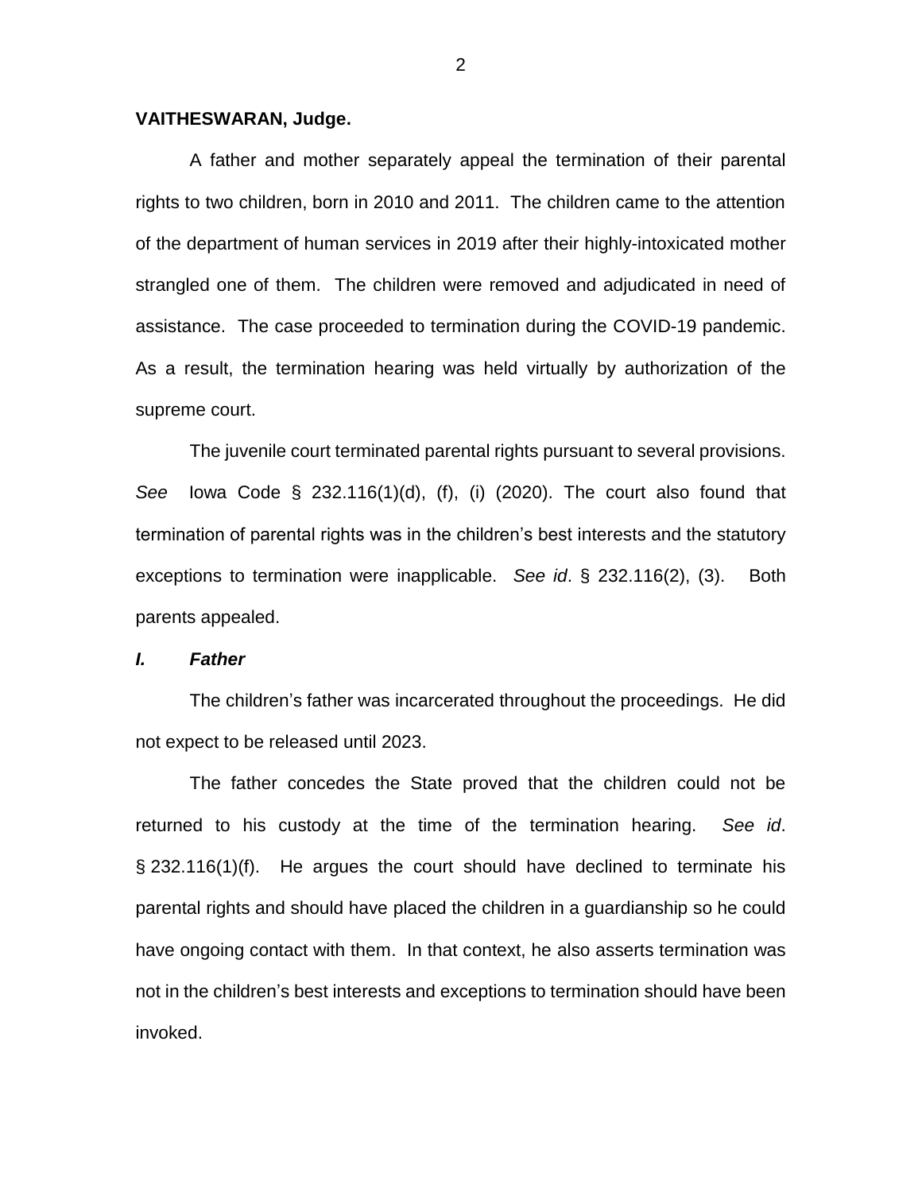**VAITHESWARAN, Judge.**

A father and mother separately appeal the termination of their parental rights to two children, born in 2010 and 2011. The children came to the attention of the department of human services in 2019 after their highly-intoxicated mother strangled one of them. The children were removed and adjudicated in need of assistance. The case proceeded to termination during the COVID-19 pandemic. As a result, the termination hearing was held virtually by authorization of the supreme court.

The juvenile court terminated parental rights pursuant to several provisions. *See* Iowa Code § 232.116(1)(d), (f), (i) (2020). The court also found that termination of parental rights was in the children's best interests and the statutory exceptions to termination were inapplicable. *See id*. § 232.116(2), (3). Both parents appealed.

## *I. Father*

The children's father was incarcerated throughout the proceedings. He did not expect to be released until 2023.

The father concedes the State proved that the children could not be returned to his custody at the time of the termination hearing. *See id*. § 232.116(1)(f). He argues the court should have declined to terminate his parental rights and should have placed the children in a guardianship so he could have ongoing contact with them. In that context, he also asserts termination was not in the children's best interests and exceptions to termination should have been invoked.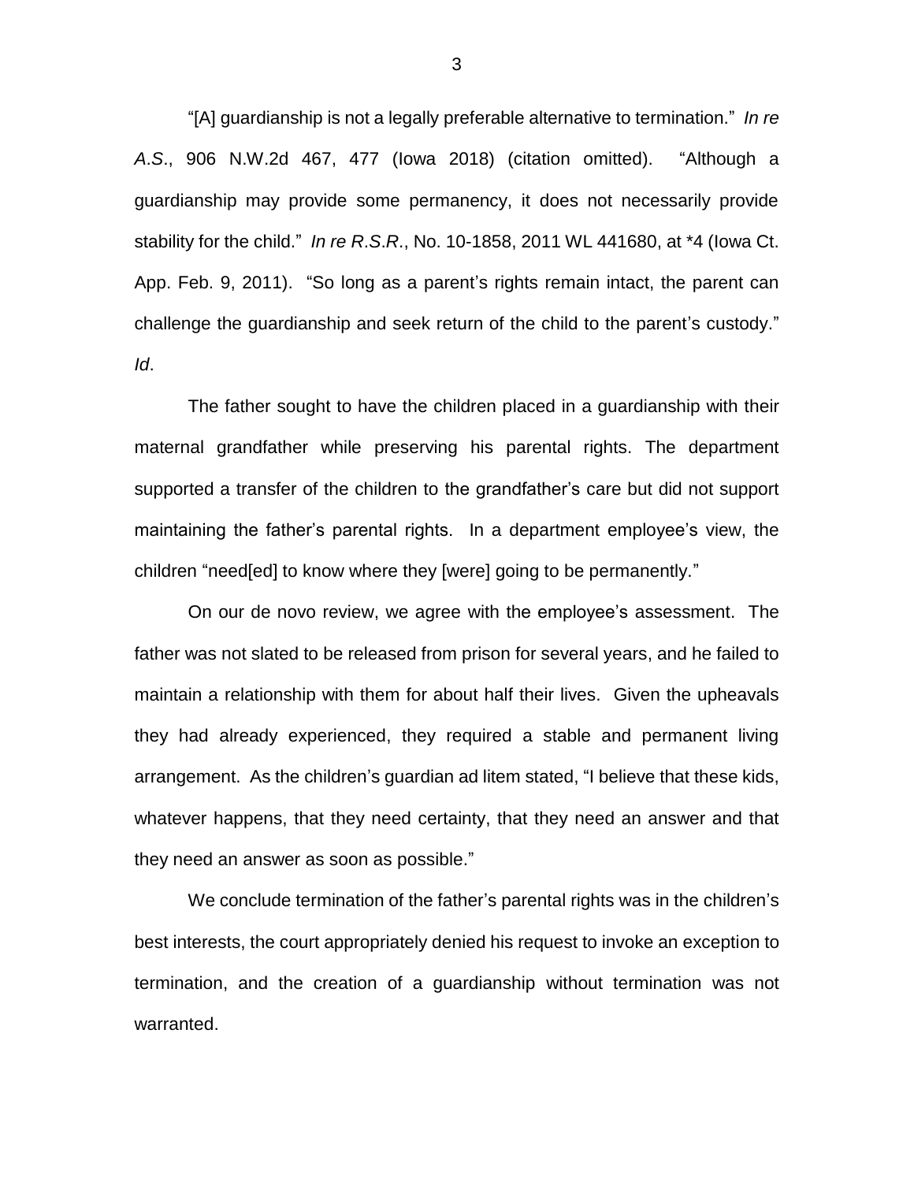"[A] guardianship is not a legally preferable alternative to termination." *In re A.S.*, 906 N.W.2d 467, 477 (Iowa 2018) (citation omitted). "Although a guardianship may provide some permanency, it does not necessarily provide stability for the child." *In re R.S.R.*, No. 10-1858, 2011 WL 441680, at *4 (Iowa Ct. App. Feb. 9, 2011). "So long as a parent's rights remain intact, the parent can challenge the guardianship and seek return of the child to the parent's custody." *Id*.

The father sought to have the children placed in a guardianship with their maternal grandfather while preserving his parental rights. The department supported a transfer of the children to the grandfather's care but did not support maintaining the father's parental rights. In a department employee's view, the children "need[ed] to know where they [were] going to be permanently."

On our de novo review, we agree with the employee's assessment. The father was not slated to be released from prison for several years, and he failed to maintain a relationship with them for about half their lives. Given the upheavals they had already experienced, they required a stable and permanent living arrangement. As the children's guardian ad litem stated, "I believe that these kids, whatever happens, that they need certainty, that they need an answer and that they need an answer as soon as possible."

We conclude termination of the father's parental rights was in the children's best interests, the court appropriately denied his request to invoke an exception to termination, and the creation of a guardianship without termination was not warranted.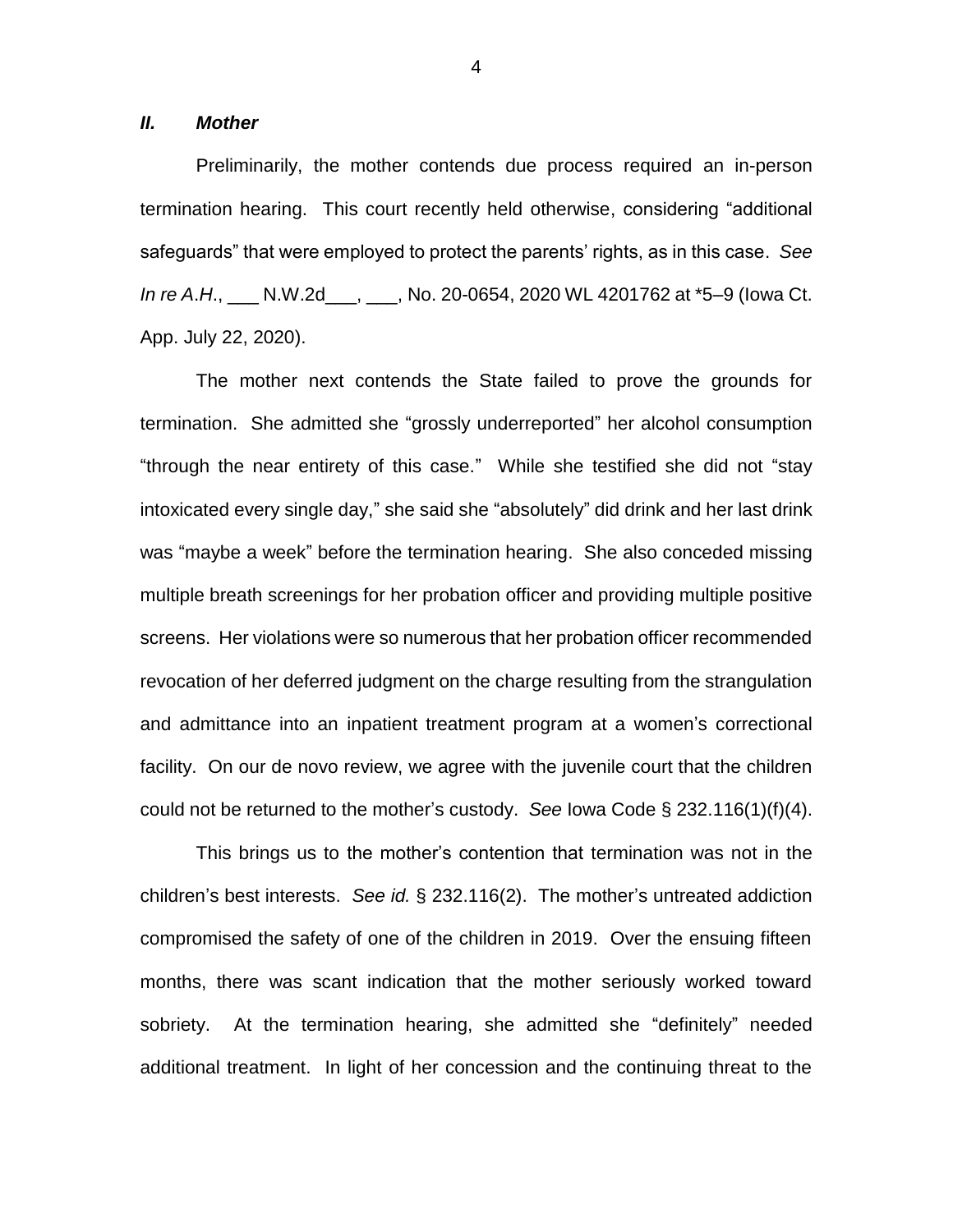### *II. Mother*

Preliminarily, the mother contends due process required an in-person termination hearing. This court recently held otherwise, considering "additional safeguards" that were employed to protect the parents' rights, as in this case. *See In re A.H.*, ___ N.W.2d___, ___, No. 20-0654, 2020 WL 4201762 at *5–9 (Iowa Ct. App. July 22, 2020).

The mother next contends the State failed to prove the grounds for termination. She admitted she "grossly underreported" her alcohol consumption "through the near entirety of this case." While she testified she did not "stay intoxicated every single day," she said she "absolutely" did drink and her last drink was "maybe a week" before the termination hearing. She also conceded missing multiple breath screenings for her probation officer and providing multiple positive screens. Her violations were so numerous that her probation officer recommended revocation of her deferred judgment on the charge resulting from the strangulation and admittance into an inpatient treatment program at a women's correctional facility. On our de novo review, we agree with the juvenile court that the children could not be returned to the mother's custody. *See* Iowa Code § 232.116(1)(f)(4).

This brings us to the mother's contention that termination was not in the children's best interests. *See id.* § 232.116(2). The mother's untreated addiction compromised the safety of one of the children in 2019. Over the ensuing fifteen months, there was scant indication that the mother seriously worked toward sobriety. At the termination hearing, she admitted she "definitely" needed additional treatment. In light of her concession and the continuing threat to the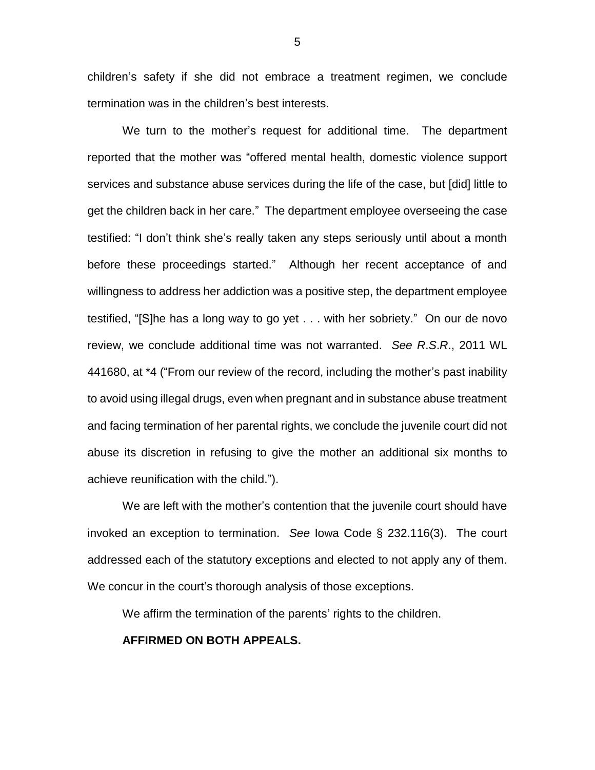children's safety if she did not embrace a treatment regimen, we conclude termination was in the children's best interests.

We turn to the mother's request for additional time. The department reported that the mother was "offered mental health, domestic violence support services and substance abuse services during the life of the case, but [did] little to get the children back in her care." The department employee overseeing the case testified: "I don't think she's really taken any steps seriously until about a month before these proceedings started." Although her recent acceptance of and willingness to address her addiction was a positive step, the department employee testified, "[S]he has a long way to go yet . . . with her sobriety." On our de novo review, we conclude additional time was not warranted. *See R.S.R.*, 2011 WL 441680, at *4 ("From our review of the record, including the mother's past inability to avoid using illegal drugs, even when pregnant and in substance abuse treatment and facing termination of her parental rights, we conclude the juvenile court did not abuse its discretion in refusing to give the mother an additional six months to achieve reunification with the child.").

We are left with the mother's contention that the juvenile court should have invoked an exception to termination. *See* Iowa Code § 232.116(3). The court addressed each of the statutory exceptions and elected to not apply any of them. We concur in the court's thorough analysis of those exceptions.

We affirm the termination of the parents' rights to the children.

**AFFIRMED ON BOTH APPEALS.**